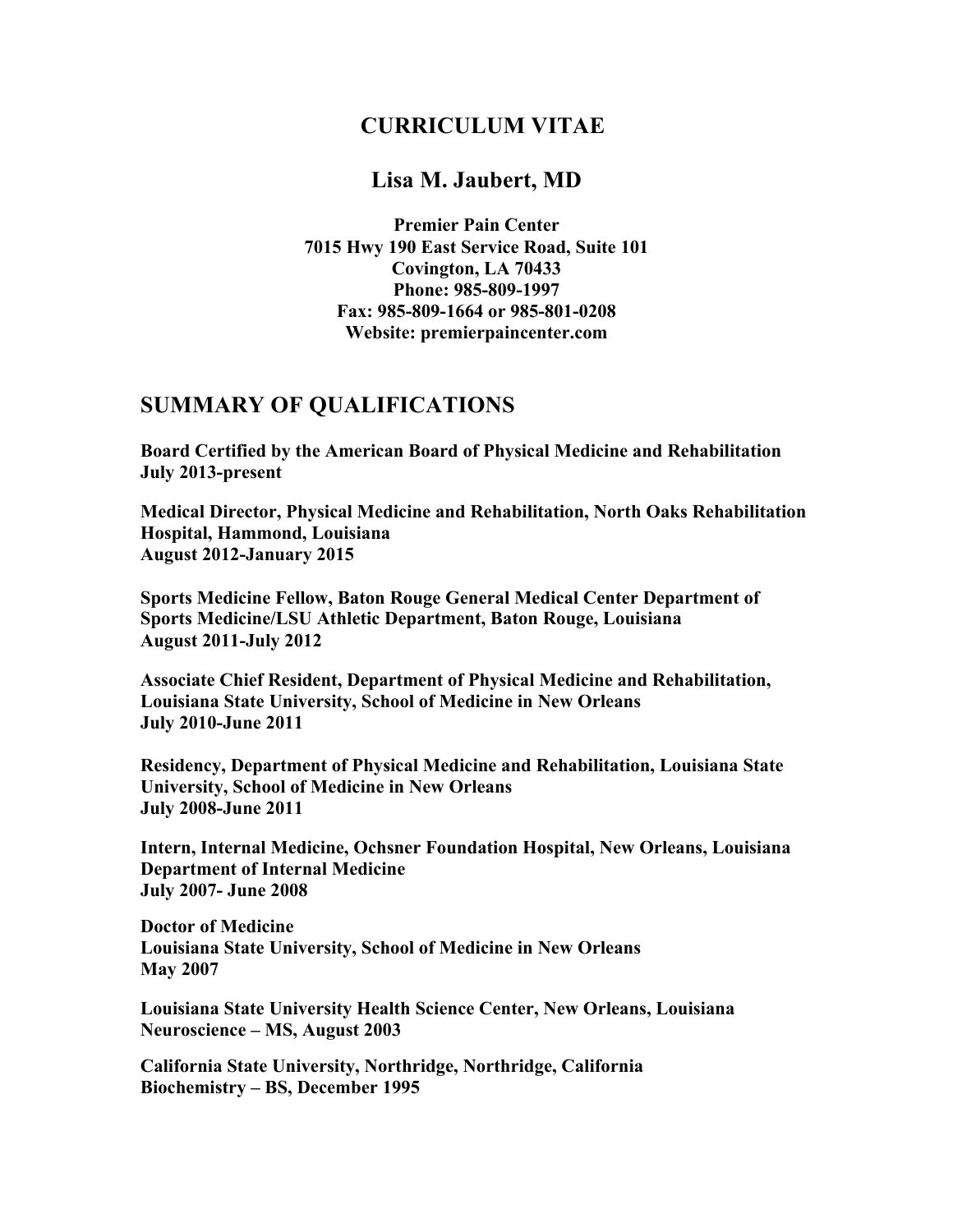# CURRICULUM VITAE

## Lisa M. Jaubert, MD

**Premier Pain Center**
**7015 Hwy 190 East Service Road, Suite 101**
**Covington, LA 70433**
**Phone: 985-809-1997**
**Fax: 985-809-1664 or 985-801-0208**
**Website: premierpaincenter.com**

## SUMMARY OF QUALIFICATIONS

**Board Certified by the American Board of Physical Medicine and Rehabilitation**
**July 2013-present**

**Medical Director, Physical Medicine and Rehabilitation, North Oaks Rehabilitation Hospital, Hammond, Louisiana**
**August 2012-January 2015**

**Sports Medicine Fellow, Baton Rouge General Medical Center Department of Sports Medicine/LSU Athletic Department, Baton Rouge, Louisiana**
**August 2011-July 2012**

**Associate Chief Resident, Department of Physical Medicine and Rehabilitation, Louisiana State University, School of Medicine in New Orleans**
**July 2010-June 2011**

**Residency, Department of Physical Medicine and Rehabilitation, Louisiana State University, School of Medicine in New Orleans**
**July 2008-June 2011**

**Intern, Internal Medicine, Ochsner Foundation Hospital, New Orleans, Louisiana**
**Department of Internal Medicine**
**July 2007- June 2008**

**Doctor of Medicine**
**Louisiana State University, School of Medicine in New Orleans**
**May 2007**

**Louisiana State University Health Science Center, New Orleans, Louisiana**
**Neuroscience – MS, August 2003**

**California State University, Northridge, Northridge, California**
**Biochemistry – BS, December 1995**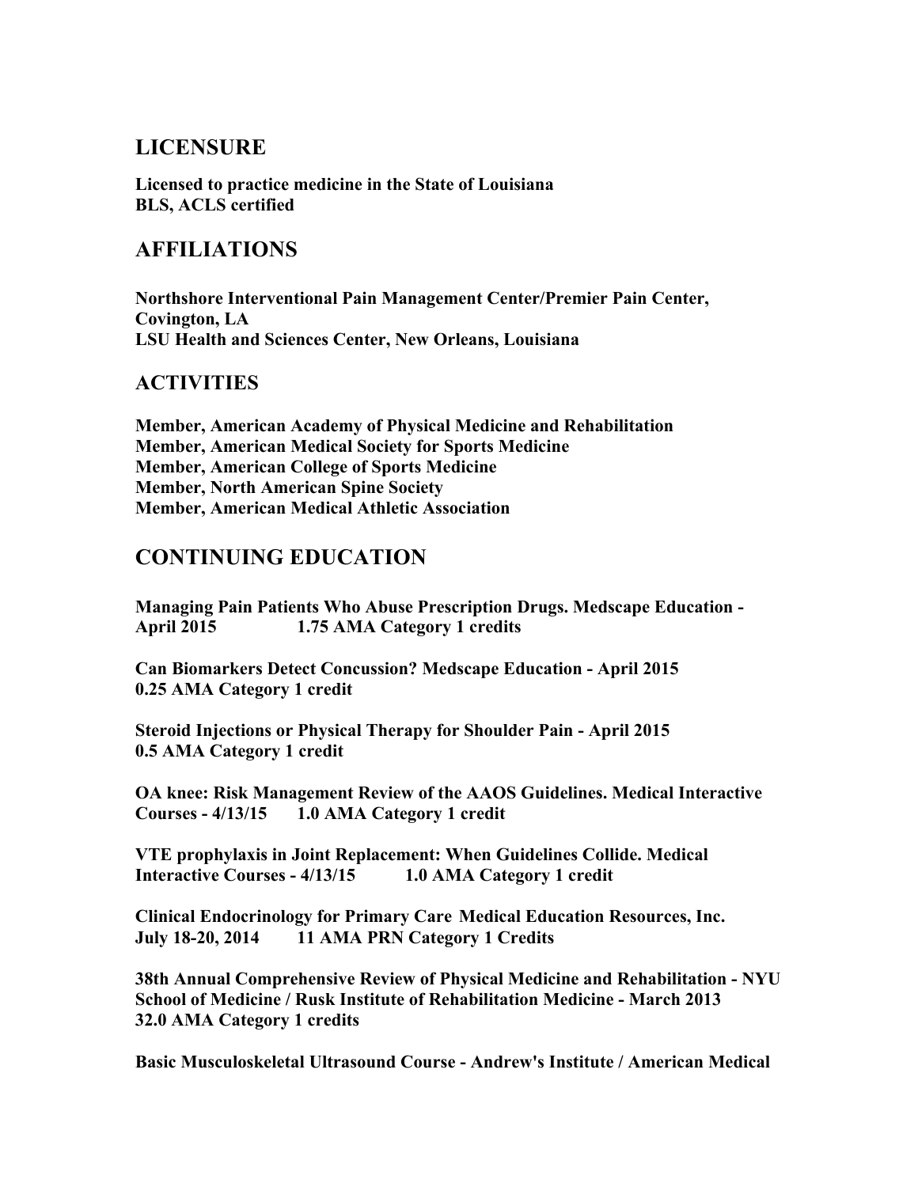## LICENSURE

**Licensed to practice medicine in the State of Louisiana**
**BLS, ACLS certified**

## AFFILIATIONS

**Northshore Interventional Pain Management Center/Premier Pain Center, Covington, LA**
**LSU Health and Sciences Center, New Orleans, Louisiana**

## ACTIVITIES

**Member, American Academy of Physical Medicine and Rehabilitation**
**Member, American Medical Society for Sports Medicine**
**Member, American College of Sports Medicine**
**Member, North American Spine Society**
**Member, American Medical Athletic Association**

## CONTINUING EDUCATION

**Managing Pain Patients Who Abuse Prescription Drugs. Medscape Education - April 2015 1.75 AMA Category 1 credits**

**Can Biomarkers Detect Concussion? Medscape Education - April 2015 0.25 AMA Category 1 credit**

**Steroid Injections or Physical Therapy for Shoulder Pain - April 2015 0.5 AMA Category 1 credit**

**OA knee: Risk Management Review of the AAOS Guidelines. Medical Interactive Courses - 4/13/15 1.0 AMA Category 1 credit**

**VTE prophylaxis in Joint Replacement: When Guidelines Collide. Medical Interactive Courses - 4/13/15 1.0 AMA Category 1 credit**

**Clinical Endocrinology for Primary Care Medical Education Resources, Inc. July 18-20, 2014 11 AMA PRN Category 1 Credits**

**38th Annual Comprehensive Review of Physical Medicine and Rehabilitation - NYU School of Medicine / Rusk Institute of Rehabilitation Medicine - March 2013 32.0 AMA Category 1 credits**

**Basic Musculoskeletal Ultrasound Course - Andrew's Institute / American Medical**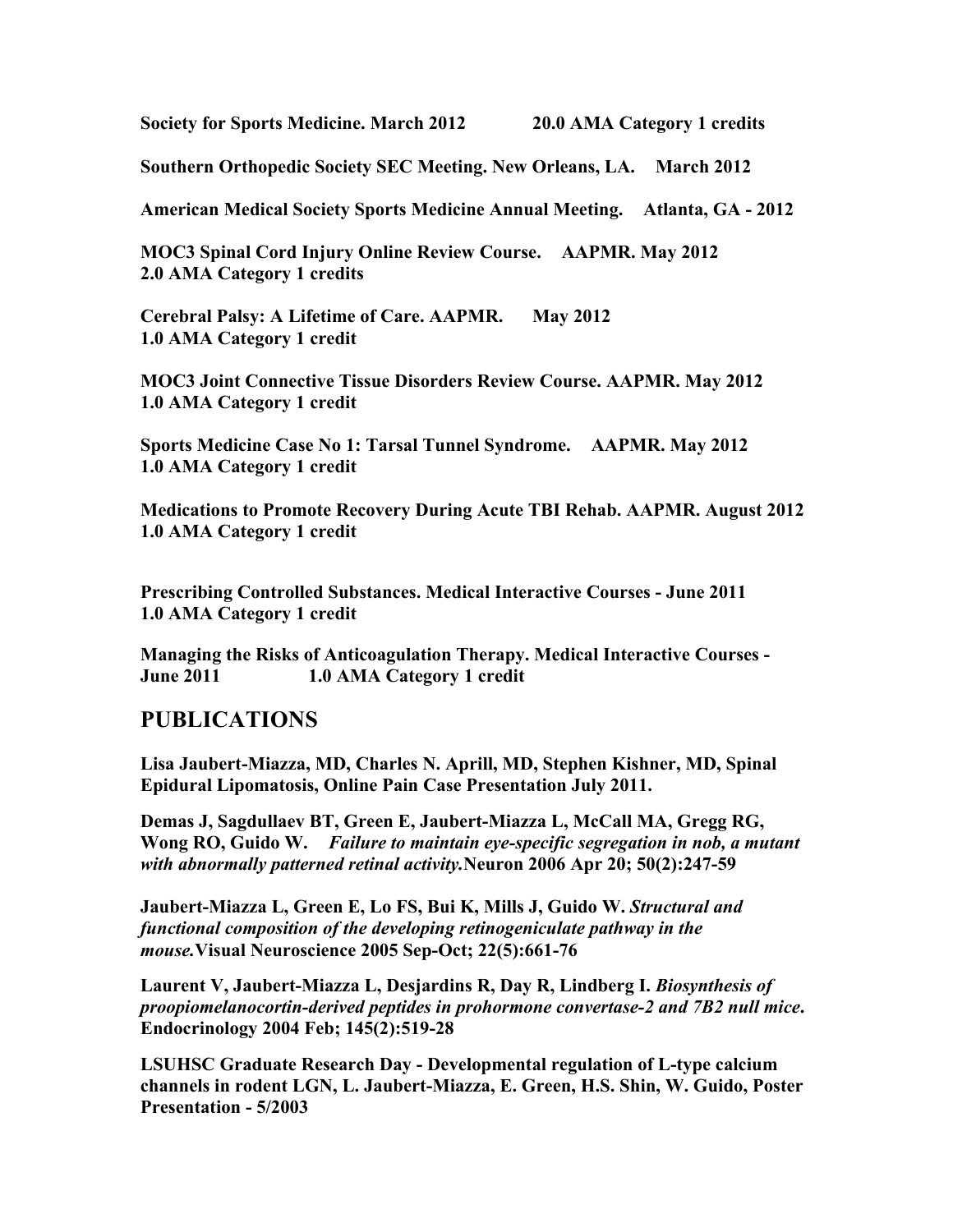**Society for Sports Medicine. March 2012 20.0 AMA Category 1 credits**

**Southern Orthopedic Society SEC Meeting. New Orleans, LA. March 2012**

**American Medical Society Sports Medicine Annual Meeting. Atlanta, GA - 2012**

**MOC3 Spinal Cord Injury Online Review Course. AAPMR. May 2012**
**2.0 AMA Category 1 credits**

**Cerebral Palsy: A Lifetime of Care. AAPMR. May 2012**
**1.0 AMA Category 1 credit**

**MOC3 Joint Connective Tissue Disorders Review Course. AAPMR. May 2012**
**1.0 AMA Category 1 credit**

**Sports Medicine Case No 1: Tarsal Tunnel Syndrome. AAPMR. May 2012**
**1.0 AMA Category 1 credit**

**Medications to Promote Recovery During Acute TBI Rehab. AAPMR. August 2012**
**1.0 AMA Category 1 credit**

**Prescribing Controlled Substances. Medical Interactive Courses - June 2011**
**1.0 AMA Category 1 credit**

**Managing the Risks of Anticoagulation Therapy. Medical Interactive Courses - June 2011 1.0 AMA Category 1 credit**

## PUBLICATIONS

**Lisa Jaubert-Miazza, MD, Charles N. Aprill, MD, Stephen Kishner, MD, Spinal Epidural Lipomatosis, Online Pain Case Presentation July 2011.**

**Demas J, Sagdullaev BT, Green E, Jaubert-Miazza L, McCall MA, Gregg RG, Wong RO, Guido W.** ***Failure to maintain eye-specific segregation in nob, a mutant with abnormally patterned retinal activity.*****Neuron 2006 Apr 20; 50(2):247-59**

**Jaubert-Miazza L, Green E, Lo FS, Bui K, Mills J, Guido W.** ***Structural and functional composition of the developing retinogeniculate pathway in the mouse.*****Visual Neuroscience 2005 Sep-Oct; 22(5):661-76**

**Laurent V, Jaubert-Miazza L, Desjardins R, Day R, Lindberg I.** ***Biosynthesis of proopiomelanocortin-derived peptides in prohormone convertase-2 and 7B2 null mice*****. Endocrinology 2004 Feb; 145(2):519-28**

**LSUHSC Graduate Research Day - Developmental regulation of L-type calcium channels in rodent LGN, L. Jaubert-Miazza, E. Green, H.S. Shin, W. Guido, Poster Presentation - 5/2003**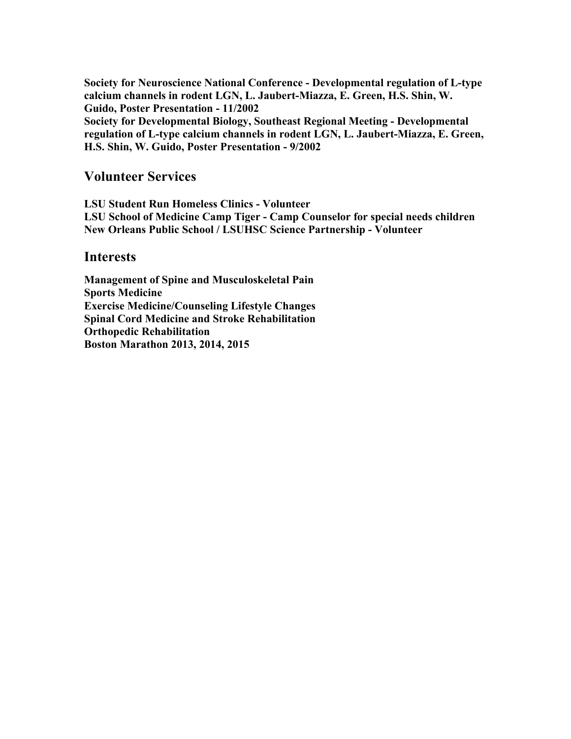**Society for Neuroscience National Conference - Developmental regulation of L-type calcium channels in rodent LGN, L. Jaubert-Miazza, E. Green, H.S. Shin, W. Guido, Poster Presentation - 11/2002**
**Society for Developmental Biology, Southeast Regional Meeting - Developmental regulation of L-type calcium channels in rodent LGN, L. Jaubert-Miazza, E. Green, H.S. Shin, W. Guido, Poster Presentation - 9/2002**

## Volunteer Services

**LSU Student Run Homeless Clinics - Volunteer**
**LSU School of Medicine Camp Tiger - Camp Counselor for special needs children**
**New Orleans Public School / LSUHSC Science Partnership - Volunteer**

## Interests

**Management of Spine and Musculoskeletal Pain**
**Sports Medicine**
**Exercise Medicine/Counseling Lifestyle Changes**
**Spinal Cord Medicine and Stroke Rehabilitation**
**Orthopedic Rehabilitation**
**Boston Marathon 2013, 2014, 2015**